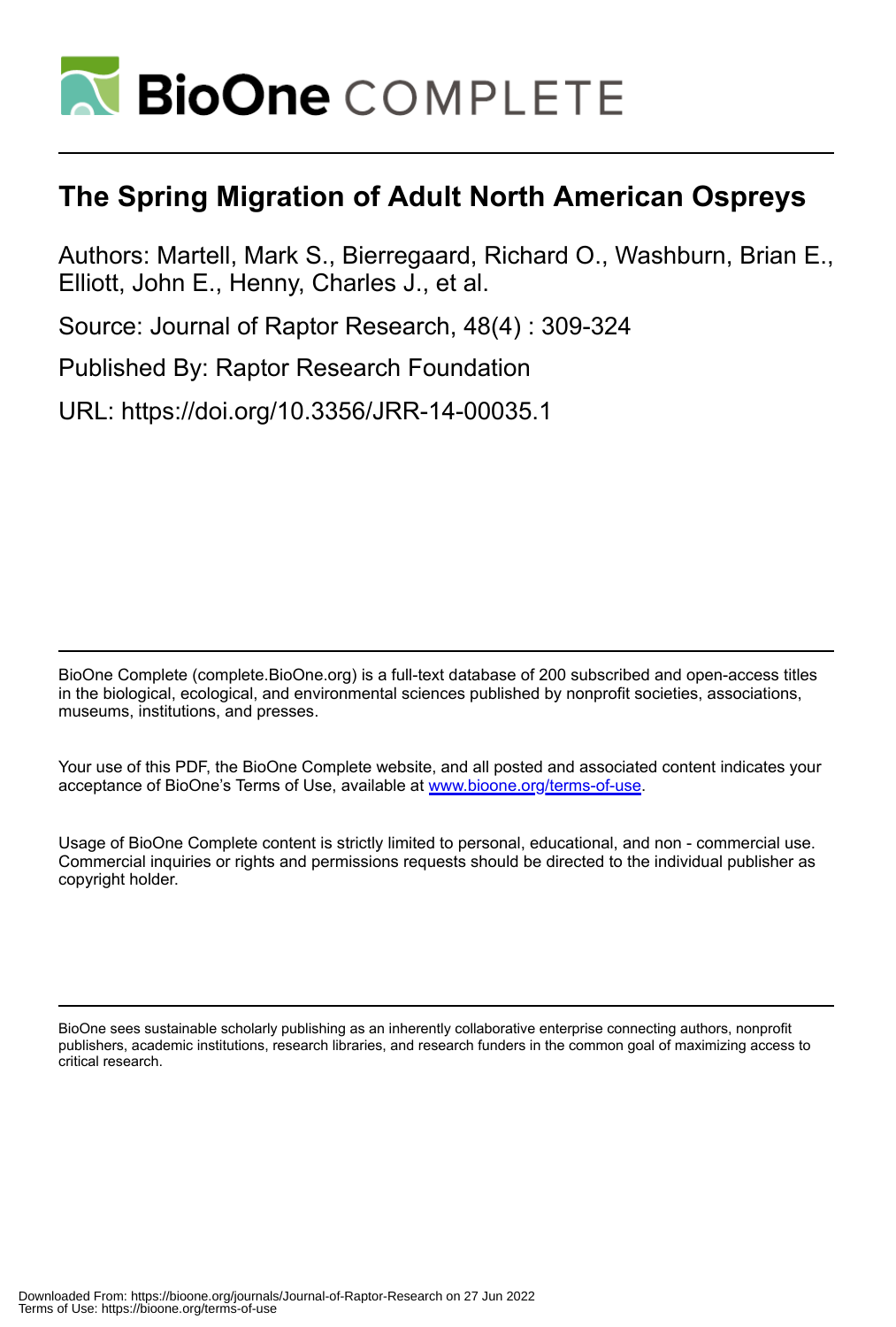# The Spring Migration of Adult North American Ospreys

Authors: Martell, Mark S., Bierregaard, Richard O., Washburn, Brian E., Elliott, John E., Henny, Charles J., et al.

Source: Journal of Raptor Research, 48(4) : 309-324

Published By: Raptor Research Foundation

URL: https://doi.org/10.3356/JRR-14-00035.1

BioOne Complete (complete.BioOne.org) is a full-text database of 200 subscribed and open-access titles in the biological, ecological, and environmental sciences published by nonprofit societies, associations, museums, institutions, and presses.

Your use of this PDF, the BioOne Complete website, and all posted and associated content indicates your acceptance of BioOne's Terms of Use, available at www.bioone.org/terms-of-use.

Usage of BioOne Complete content is strictly limited to personal, educational, and non - commercial use. Commercial inquiries or rights and permissions requests should be directed to the individual publisher as copyright holder.

BioOne sees sustainable scholarly publishing as an inherently collaborative enterprise connecting authors, nonprofit publishers, academic institutions, research libraries, and research funders in the common goal of maximizing access to critical research.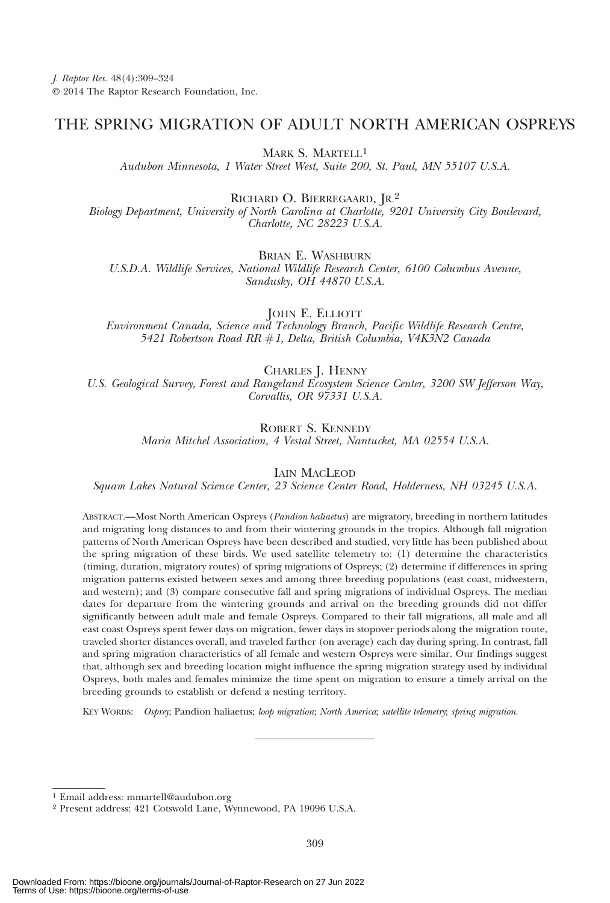# THE SPRING MIGRATION OF ADULT NORTH AMERICAN OSPREYS

MARK S. MARTELL[1]

*Audubon Minnesota, 1 Water Street West, Suite 200, St. Paul, MN 55107 U.S.A.*

RICHARD O. BIERREGAARD, JR.[2]

*Biology Department, University of North Carolina at Charlotte, 9201 University City Boulevard, Charlotte, NC 28223 U.S.A.*

BRIAN E. WASHBURN

*U.S.D.A. Wildlife Services, National Wildlife Research Center, 6100 Columbus Avenue, Sandusky, OH 44870 U.S.A.*

JOHN E. ELLIOTT

*Environment Canada, Science and Technology Branch, Pacific Wildlife Research Centre, 5421 Robertson Road RR #1, Delta, British Columbia, V4K3N2 Canada*

CHARLES J. HENNY

*U.S. Geological Survey, Forest and Rangeland Ecosystem Science Center, 3200 SW Jefferson Way, Corvallis, OR 97331 U.S.A.*

ROBERT S. KENNEDY

*Maria Mitchel Association, 4 Vestal Street, Nantucket, MA 02554 U.S.A.*

IAIN MACLEOD

*Squam Lakes Natural Science Center, 23 Science Center Road, Holderness, NH 03245 U.S.A.*

ABSTRACT.—Most North American Ospreys (*Pandion haliaetus*) are migratory, breeding in northern latitudes and migrating long distances to and from their wintering grounds in the tropics. Although fall migration patterns of North American Ospreys have been described and studied, very little has been published about the spring migration of these birds. We used satellite telemetry to: (1) determine the characteristics (timing, duration, migratory routes) of spring migrations of Ospreys; (2) determine if differences in spring migration patterns existed between sexes and among three breeding populations (east coast, midwestern, and western); and (3) compare consecutive fall and spring migrations of individual Ospreys. The median dates for departure from the wintering grounds and arrival on the breeding grounds did not differ significantly between adult male and female Ospreys. Compared to their fall migrations, all male and all east coast Ospreys spent fewer days on migration, fewer days in stopover periods along the migration route, traveled shorter distances overall, and traveled farther (on average) each day during spring. In contrast, fall and spring migration characteristics of all female and western Ospreys were similar. Our findings suggest that, although sex and breeding location might influence the spring migration strategy used by individual Ospreys, both males and females minimize the time spent on migration to ensure a timely arrival on the breeding grounds to establish or defend a nesting territory.

KEY WORDS: *Osprey*; Pandion haliaetus; *loop migration*; *North America*; *satellite telemetry*; *spring migration*.

---

[1] Email address: mmartell@audubon.org

[2] Present address: 421 Cotswold Lane, Wynnewood, PA 19096 U.S.A.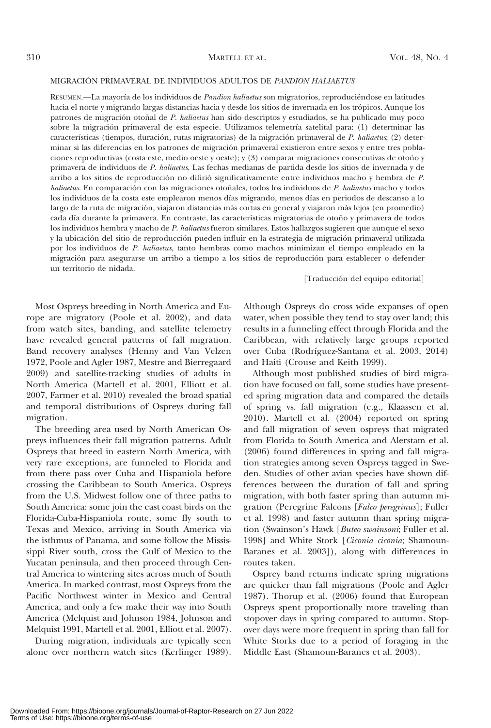MIGRACIÓN PRIMAVERAL DE INDIVIDUOS ADULTOS DE *PANDION HALIAETUS*

RESUMEN.—La mayoría de los individuos de *Pandion haliaetus* son migratorios, reproduciéndose en latitudes hacia el norte y migrando largas distancias hacia y desde los sitios de invernada en los trópicos. Aunque los patrones de migración otoñal de *P. haliaetus* han sido descriptos y estudiados, se ha publicado muy poco sobre la migración primaveral de esta especie. Utilizamos telemetría satelital para: (1) determinar las características (tiempos, duración, rutas migratorias) de la migración primaveral de *P. haliaetus*; (2) determinar si las diferencias en los patrones de migración primaveral existieron entre sexos y entre tres poblaciones reproductivas (costa este, medio oeste y oeste); y (3) comparar migraciones consecutivas de otoño y primavera de individuos de *P. haliaetus*. Las fechas medianas de partida desde los sitios de invernada y de arribo a los sitios de reproducción no difirió significativamente entre individuos macho y hembra de *P. haliaetus*. En comparación con las migraciones otoñales, todos los individuos de *P. haliaetus* macho y todos los individuos de la costa este emplearon menos días migrando, menos días en periodos de descanso a lo largo de la ruta de migración, viajaron distancias más cortas en general y viajaron más lejos (en promedio) cada día durante la primavera. En contraste, las características migratorias de otoño y primavera de todos los individuos hembra y macho de *P. haliaetus* fueron similares. Estos hallazgos sugieren que aunque el sexo y la ubicación del sitio de reproducción pueden influir en la estrategia de migración primaveral utilizada por los individuos de *P. haliaetus*, tanto hembras como machos minimizan el tiempo empleado en la migración para asegurarse un arribo a tiempo a los sitios de reproducción para establecer o defender un territorio de nidada.

[Traducción del equipo editorial]

Most Ospreys breeding in North America and Europe are migratory (Poole et al. 2002), and data from watch sites, banding, and satellite telemetry have revealed general patterns of fall migration. Band recovery analyses (Henny and Van Velzen 1972, Poole and Agler 1987, Mestre and Bierregaard 2009) and satellite-tracking studies of adults in North America (Martell et al. 2001, Elliott et al. 2007, Farmer et al. 2010) revealed the broad spatial and temporal distributions of Ospreys during fall migration.

The breeding area used by North American Ospreys influences their fall migration patterns. Adult Ospreys that breed in eastern North America, with very rare exceptions, are funneled to Florida and from there pass over Cuba and Hispaniola before crossing the Caribbean to South America. Ospreys from the U.S. Midwest follow one of three paths to South America: some join the east coast birds on the Florida-Cuba-Hispaniola route, some fly south to Texas and Mexico, arriving in South America via the isthmus of Panama, and some follow the Mississippi River south, cross the Gulf of Mexico to the Yucatan peninsula, and then proceed through Central America to wintering sites across much of South America. In marked contrast, most Ospreys from the Pacific Northwest winter in Mexico and Central America, and only a few make their way into South America (Melquist and Johnson 1984, Johnson and Melquist 1991, Martell et al. 2001, Elliott et al. 2007).

During migration, individuals are typically seen alone over northern watch sites (Kerlinger 1989). Although Ospreys do cross wide expanses of open water, when possible they tend to stay over land; this results in a funneling effect through Florida and the Caribbean, with relatively large groups reported over Cuba (Rodríguez-Santana et al. 2003, 2014) and Haiti (Crouse and Keith 1999).

Although most published studies of bird migration have focused on fall, some studies have presented spring migration data and compared the details of spring vs. fall migration (e.g., Klaassen et al. 2010). Martell et al. (2004) reported on spring and fall migration of seven ospreys that migrated from Florida to South America and Alerstam et al. (2006) found differences in spring and fall migration strategies among seven Ospreys tagged in Sweden. Studies of other avian species have shown differences between the duration of fall and spring migration, with both faster spring than autumn migration (Peregrine Falcons [*Falco peregrinus*]; Fuller et al. 1998) and faster autumn than spring migration (Swainson's Hawk [*Buteo swainsoni*; Fuller et al. 1998] and White Stork [*Ciconia ciconia*; Shamoun-Baranes et al. 2003]), along with differences in routes taken.

Osprey band returns indicate spring migrations are quicker than fall migrations (Poole and Agler 1987). Thorup et al. (2006) found that European Ospreys spent proportionally more traveling than stopover days in spring compared to autumn. Stopover days were more frequent in spring than fall for White Storks due to a period of foraging in the Middle East (Shamoun-Baranes et al. 2003).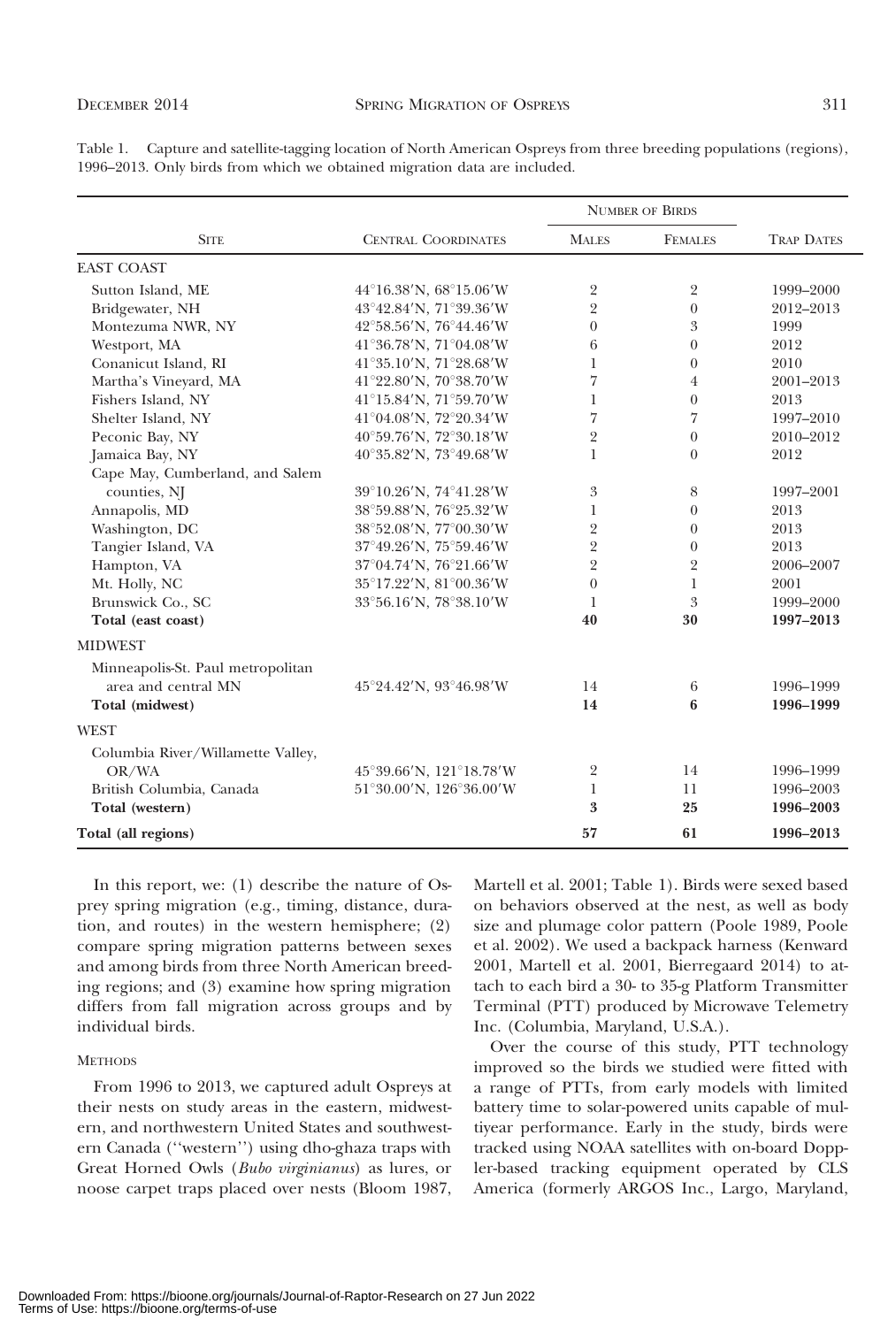Table 1. Capture and satellite-tagging location of North American Ospreys from three breeding populations (regions), 1996–2013. Only birds from which we obtained migration data are included.

| Site | Central Coordinates | Number of Birds | | Trap Dates |
|---|---|---|---|---|
| | | Males | Females | |
| **EAST COAST** | | | | |
| Sutton Island, ME | 44°16.38′N, 68°15.06′W | 2 | 2 | 1999–2000 |
| Bridgewater, NH | 43°42.84′N, 71°39.36′W | 2 | 0 | 2012–2013 |
| Montezuma NWR, NY | 42°58.56′N, 76°44.46′W | 0 | 3 | 1999 |
| Westport, MA | 41°36.78′N, 71°04.08′W | 6 | 0 | 2012 |
| Conanicut Island, RI | 41°35.10′N, 71°28.68′W | 1 | 0 | 2010 |
| Martha's Vineyard, MA | 41°22.80′N, 70°38.70′W | 7 | 4 | 2001–2013 |
| Fishers Island, NY | 41°15.84′N, 71°59.70′W | 1 | 0 | 2013 |
| Shelter Island, NY | 41°04.08′N, 72°20.34′W | 7 | 7 | 1997–2010 |
| Peconic Bay, NY | 40°59.76′N, 72°30.18′W | 2 | 0 | 2010–2012 |
| Jamaica Bay, NY | 40°35.82′N, 73°49.68′W | 1 | 0 | 2012 |
| Cape May, Cumberland, and Salem counties, NJ | 39°10.26′N, 74°41.28′W | 3 | 8 | 1997–2001 |
| Annapolis, MD | 38°59.88′N, 76°25.32′W | 1 | 0 | 2013 |
| Washington, DC | 38°52.08′N, 77°00.30′W | 2 | 0 | 2013 |
| Tangier Island, VA | 37°49.26′N, 75°59.46′W | 2 | 0 | 2013 |
| Hampton, VA | 37°04.74′N, 76°21.66′W | 2 | 2 | 2006–2007 |
| Mt. Holly, NC | 35°17.22′N, 81°00.36′W | 0 | 1 | 2001 |
| Brunswick Co., SC | 33°56.16′N, 78°38.10′W | 1 | 3 | 1999–2000 |
| **Total (east coast)** | | **40** | **30** | **1997–2013** |
| **MIDWEST** | | | | |
| Minneapolis-St. Paul metropolitan area and central MN | 45°24.42′N, 93°46.98′W | 14 | 6 | 1996–1999 |
| **Total (midwest)** | | **14** | **6** | **1996–1999** |
| **WEST** | | | | |
| Columbia River/Willamette Valley, OR/WA | 45°39.66′N, 121°18.78′W | 2 | 14 | 1996–1999 |
| British Columbia, Canada | 51°30.00′N, 126°36.00′W | 1 | 11 | 1996–2003 |
| **Total (western)** | | **3** | **25** | **1996–2003** |
| **Total (all regions)** | | **57** | **61** | **1996–2013** |

In this report, we: (1) describe the nature of Osprey spring migration (e.g., timing, distance, duration, and routes) in the western hemisphere; (2) compare spring migration patterns between sexes and among birds from three North American breeding regions; and (3) examine how spring migration differs from fall migration across groups and by individual birds.

## Methods

From 1996 to 2013, we captured adult Ospreys at their nests on study areas in the eastern, midwestern, and northwestern United States and southwestern Canada (''western'') using dho-ghaza traps with Great Horned Owls (*Bubo virginianus*) as lures, or noose carpet traps placed over nests (Bloom 1987, Martell et al. 2001; Table 1). Birds were sexed based on behaviors observed at the nest, as well as body size and plumage color pattern (Poole 1989, Poole et al. 2002). We used a backpack harness (Kenward 2001, Martell et al. 2001, Bierregaard 2014) to attach to each bird a 30- to 35-g Platform Transmitter Terminal (PTT) produced by Microwave Telemetry Inc. (Columbia, Maryland, U.S.A.).

Over the course of this study, PTT technology improved so the birds we studied were fitted with a range of PTTs, from early models with limited battery time to solar-powered units capable of multiyear performance. Early in the study, birds were tracked using NOAA satellites with on-board Doppler-based tracking equipment operated by CLS America (formerly ARGOS Inc., Largo, Maryland,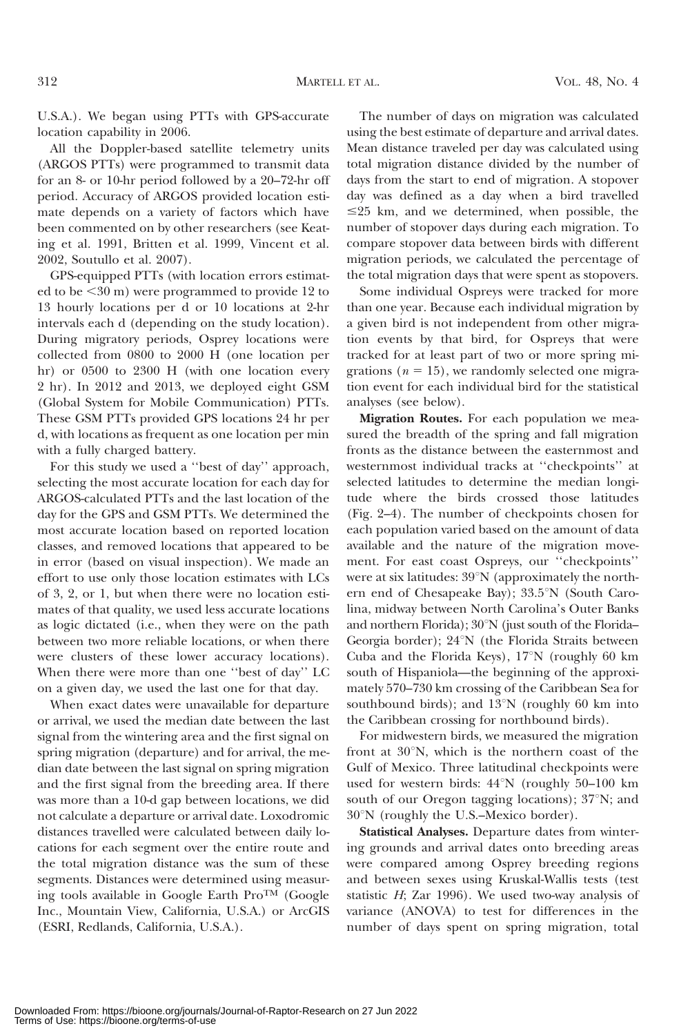U.S.A.). We began using PTTs with GPS-accurate location capability in 2006.

All the Doppler-based satellite telemetry units (ARGOS PTTs) were programmed to transmit data for an 8- or 10-hr period followed by a 20–72-hr off period. Accuracy of ARGOS provided location estimate depends on a variety of factors which have been commented on by other researchers (see Keating et al. 1991, Britten et al. 1999, Vincent et al. 2002, Soutullo et al. 2007).

GPS-equipped PTTs (with location errors estimated to be <30 m) were programmed to provide 12 to 13 hourly locations per d or 10 locations at 2-hr intervals each d (depending on the study location). During migratory periods, Osprey locations were collected from 0800 to 2000 H (one location per hr) or 0500 to 2300 H (with one location every 2 hr). In 2012 and 2013, we deployed eight GSM (Global System for Mobile Communication) PTTs. These GSM PTTs provided GPS locations 24 hr per d, with locations as frequent as one location per min with a fully charged battery.

For this study we used a ''best of day'' approach, selecting the most accurate location for each day for ARGOS-calculated PTTs and the last location of the day for the GPS and GSM PTTs. We determined the most accurate location based on reported location classes, and removed locations that appeared to be in error (based on visual inspection). We made an effort to use only those location estimates with LCs of 3, 2, or 1, but when there were no location estimates of that quality, we used less accurate locations as logic dictated (i.e., when they were on the path between two more reliable locations, or when there were clusters of these lower accuracy locations). When there were more than one ''best of day'' LC on a given day, we used the last one for that day.

When exact dates were unavailable for departure or arrival, we used the median date between the last signal from the wintering area and the first signal on spring migration (departure) and for arrival, the median date between the last signal on spring migration and the first signal from the breeding area. If there was more than a 10-d gap between locations, we did not calculate a departure or arrival date. Loxodromic distances travelled were calculated between daily locations for each segment over the entire route and the total migration distance was the sum of these segments. Distances were determined using measuring tools available in Google Earth Pro™ (Google Inc., Mountain View, California, U.S.A.) or ArcGIS (ESRI, Redlands, California, U.S.A.).

The number of days on migration was calculated using the best estimate of departure and arrival dates. Mean distance traveled per day was calculated using total migration distance divided by the number of days from the start to end of migration. A stopover day was defined as a day when a bird travelled ≤25 km, and we determined, when possible, the number of stopover days during each migration. To compare stopover data between birds with different migration periods, we calculated the percentage of the total migration days that were spent as stopovers.

Some individual Ospreys were tracked for more than one year. Because each individual migration by a given bird is not independent from other migration events by that bird, for Ospreys that were tracked for at least part of two or more spring migrations ($n$ = 15), we randomly selected one migration event for each individual bird for the statistical analyses (see below).

**Migration Routes.** For each population we measured the breadth of the spring and fall migration fronts as the distance between the easternmost and westernmost individual tracks at ''checkpoints'' at selected latitudes to determine the median longitude where the birds crossed those latitudes (Fig. 2–4). The number of checkpoints chosen for each population varied based on the amount of data available and the nature of the migration movement. For east coast Ospreys, our ''checkpoints'' were at six latitudes: 39°N (approximately the northern end of Chesapeake Bay); 33.5°N (South Carolina, midway between North Carolina's Outer Banks and northern Florida); 30°N (just south of the Florida–Georgia border); 24°N (the Florida Straits between Cuba and the Florida Keys), 17°N (roughly 60 km south of Hispaniola—the beginning of the approximately 570–730 km crossing of the Caribbean Sea for southbound birds); and 13°N (roughly 60 km into the Caribbean crossing for northbound birds).

For midwestern birds, we measured the migration front at 30°N, which is the northern coast of the Gulf of Mexico. Three latitudinal checkpoints were used for western birds: 44°N (roughly 50–100 km south of our Oregon tagging locations); 37°N; and 30°N (roughly the U.S.–Mexico border).

**Statistical Analyses.** Departure dates from wintering grounds and arrival dates onto breeding areas were compared among Osprey breeding regions and between sexes using Kruskal-Wallis tests (test statistic $H$; Zar 1996). We used two-way analysis of variance (ANOVA) to test for differences in the number of days spent on spring migration, total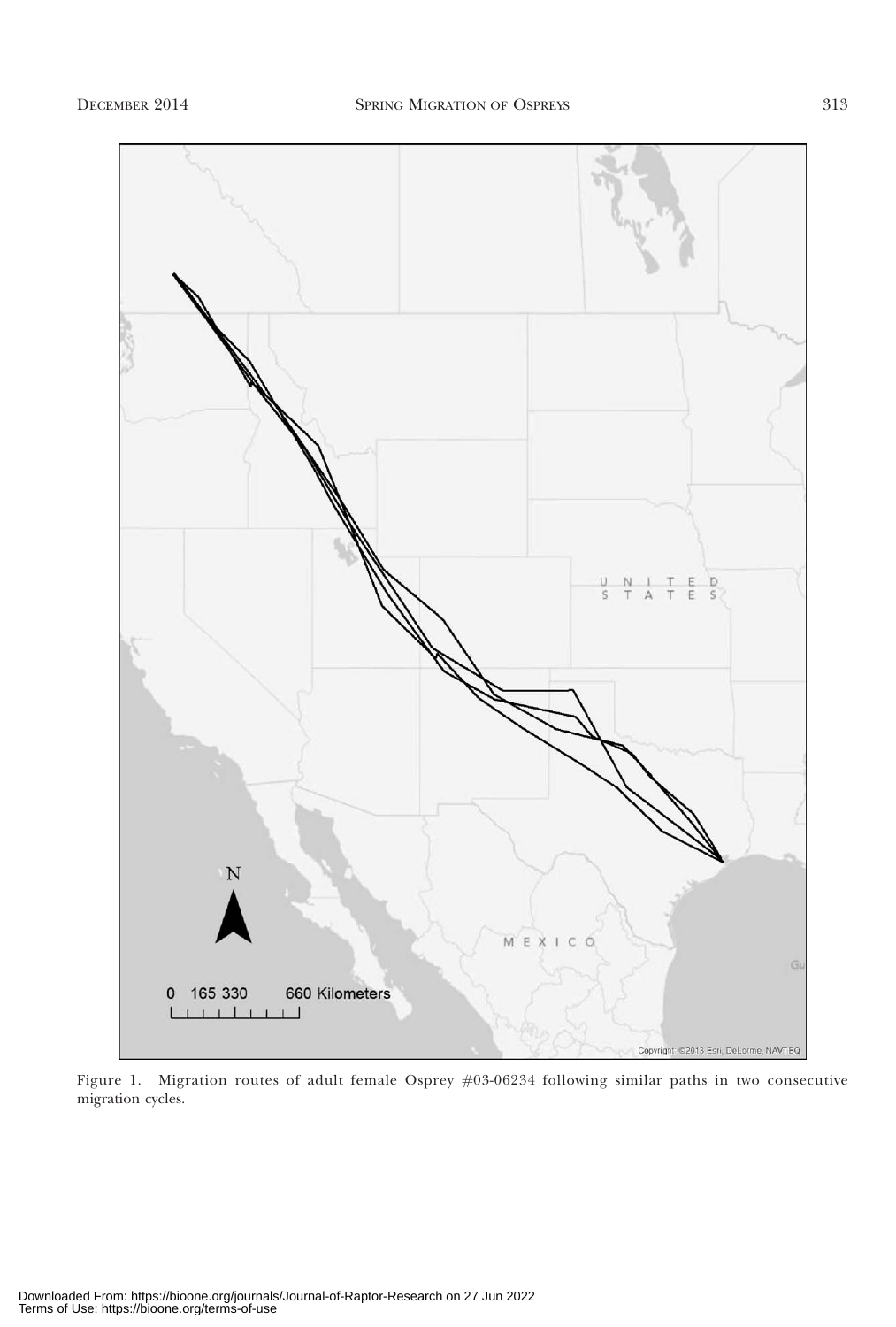Figure 1. Migration routes of adult female Osprey #03-06234 following similar paths in two consecutive migration cycles.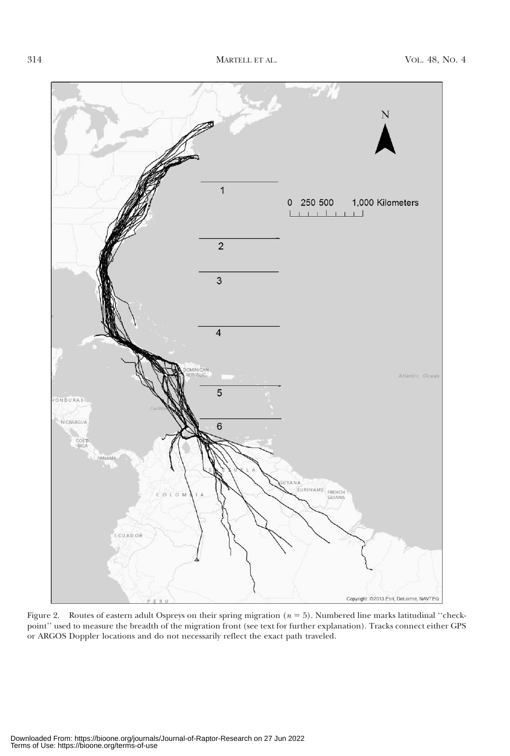Figure 2. Routes of eastern adult Ospreys on their spring migration ($n = 5$). Numbered line marks latitudinal ''checkpoint'' used to measure the breadth of the migration front (see text for further explanation). Tracks connect either GPS or ARGOS Doppler locations and do not necessarily reflect the exact path traveled.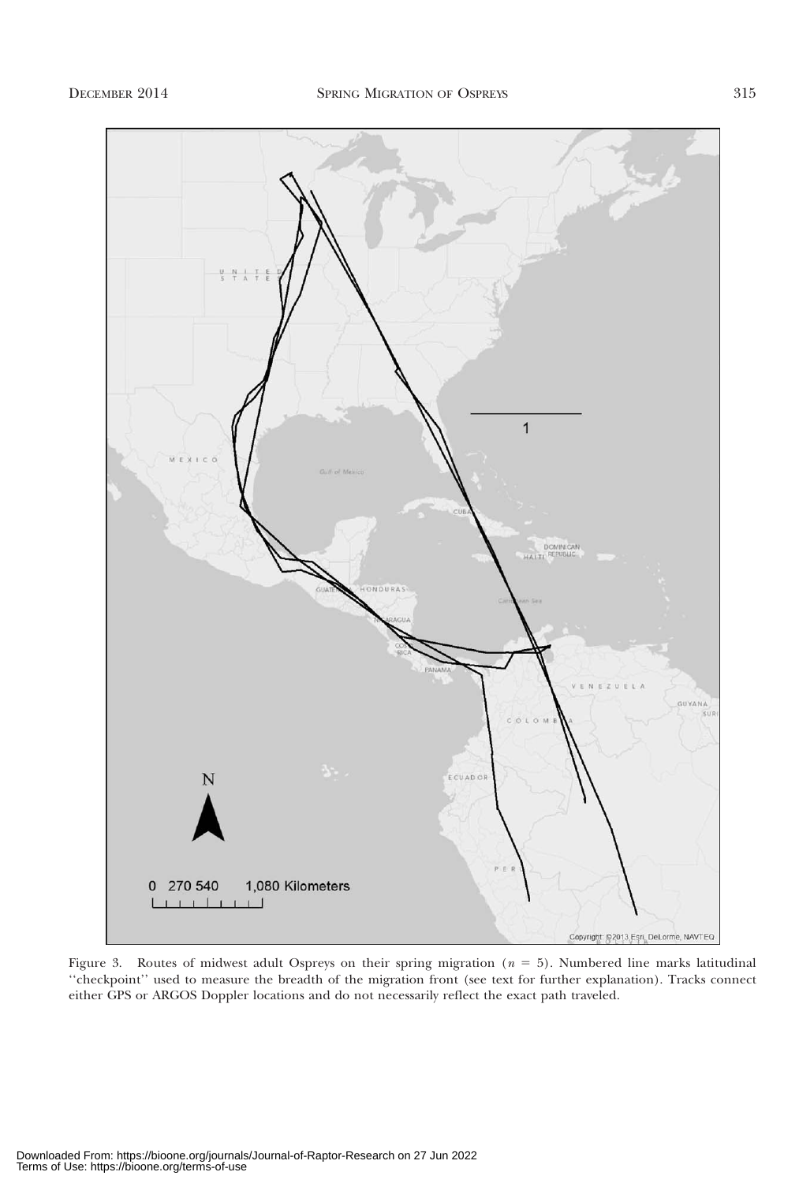Figure 3. Routes of midwest adult Ospreys on their spring migration ($n = 5$). Numbered line marks latitudinal ''checkpoint'' used to measure the breadth of the migration front (see text for further explanation). Tracks connect either GPS or ARGOS Doppler locations and do not necessarily reflect the exact path traveled.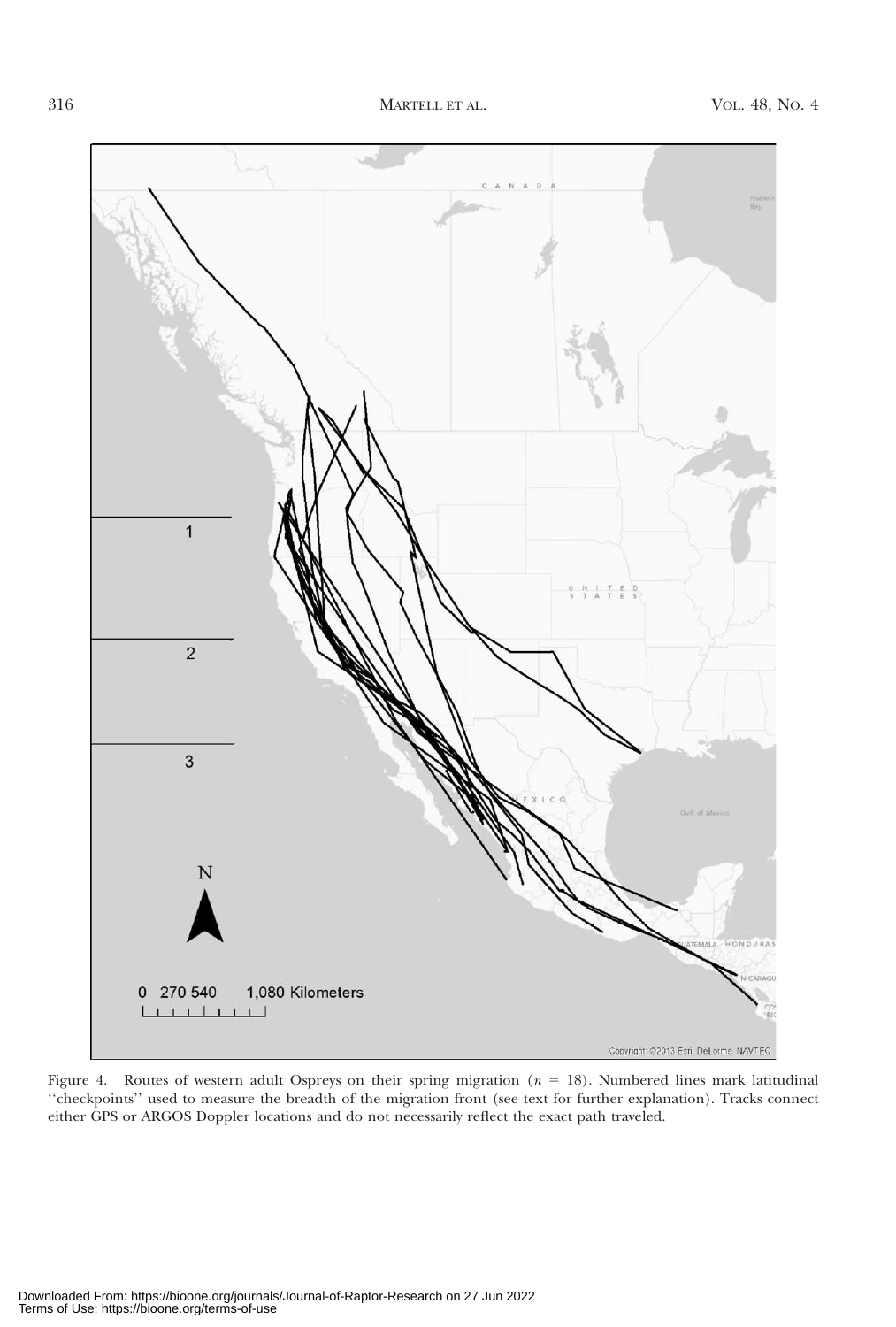Figure 4. Routes of western adult Ospreys on their spring migration ($n$ = 18). Numbered lines mark latitudinal ''checkpoints'' used to measure the breadth of the migration front (see text for further explanation). Tracks connect either GPS or ARGOS Doppler locations and do not necessarily reflect the exact path traveled.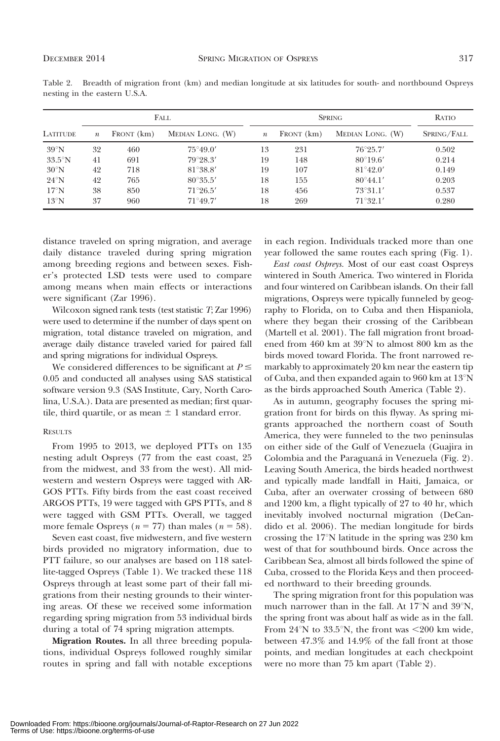Table 2. Breadth of migration front (km) and median longitude at six latitudes for south- and northbound Ospreys nesting in the eastern U.S.A.

| Latitude | Fall | | | Spring | | | Ratio |
|---|---|---|---|---|---|---|---|
| | $n$ | Front (km) | Median Long. (W) | $n$ | Front (km) | Median Long. (W) | Spring/Fall |
| 39°N | 32 | 460 | 75°49.0′ | 13 | 231 | 76°25.7′ | 0.502 |
| 33.5°N | 41 | 691 | 79°28.3′ | 19 | 148 | 80°19.6′ | 0.214 |
| 30°N | 42 | 718 | 81°38.8′ | 19 | 107 | 81°42.0′ | 0.149 |
| 24°N | 42 | 765 | 80°35.5′ | 18 | 155 | 80°44.1′ | 0.203 |
| 17°N | 38 | 850 | 71°26.5′ | 18 | 456 | 73°31.1′ | 0.537 |
| 13°N | 37 | 960 | 71°49.7′ | 18 | 269 | 71°32.1′ | 0.280 |

distance traveled on spring migration, and average daily distance traveled during spring migration among breeding regions and between sexes. Fisher's protected LSD tests were used to compare among means when main effects or interactions were significant (Zar 1996).

Wilcoxon signed rank tests (test statistic $T$; Zar 1996) were used to determine if the number of days spent on migration, total distance traveled on migration, and average daily distance traveled varied for paired fall and spring migrations for individual Ospreys.

We considered differences to be significant at $P \leq 0.05$ and conducted all analyses using SAS statistical software version 9.3 (SAS Institute, Cary, North Carolina, U.S.A.). Data are presented as median; first quartile, third quartile, or as mean $\pm$ 1 standard error.

## Results

From 1995 to 2013, we deployed PTTs on 135 nesting adult Ospreys (77 from the east coast, 25 from the midwest, and 33 from the west). All midwestern and western Ospreys were tagged with ARGOS PTTs. Fifty birds from the east coast received ARGOS PTTs, 19 were tagged with GPS PTTs, and 8 were tagged with GSM PTTs. Overall, we tagged more female Ospreys ($n = 77$) than males ($n = 58$).

Seven east coast, five midwestern, and five western birds provided no migratory information, due to PTT failure, so our analyses are based on 118 satellite-tagged Ospreys (Table 1). We tracked these 118 Ospreys through at least some part of their fall migrations from their nesting grounds to their wintering areas. Of these we received some information regarding spring migration from 53 individual birds during a total of 74 spring migration attempts.

**Migration Routes.** In all three breeding populations, individual Ospreys followed roughly similar routes in spring and fall with notable exceptions in each region. Individuals tracked more than one year followed the same routes each spring (Fig. 1).

*East coast Ospreys.* Most of our east coast Ospreys wintered in South America. Two wintered in Florida and four wintered on Caribbean islands. On their fall migrations, Ospreys were typically funneled by geography to Florida, on to Cuba and then Hispaniola, where they began their crossing of the Caribbean (Martell et al. 2001). The fall migration front broadened from 460 km at 39°N to almost 800 km as the birds moved toward Florida. The front narrowed remarkably to approximately 20 km near the eastern tip of Cuba, and then expanded again to 960 km at 13°N as the birds approached South America (Table 2).

As in autumn, geography focuses the spring migration front for birds on this flyway. As spring migrants approached the northern coast of South America, they were funneled to the two peninsulas on either side of the Gulf of Venezuela (Guajira in Colombia and the Paraguaná in Venezuela (Fig. 2). Leaving South America, the birds headed northwest and typically made landfall in Haiti, Jamaica, or Cuba, after an overwater crossing of between 680 and 1200 km, a flight typically of 27 to 40 hr, which inevitably involved nocturnal migration (DeCandido et al. 2006). The median longitude for birds crossing the 17°N latitude in the spring was 230 km west of that for southbound birds. Once across the Caribbean Sea, almost all birds followed the spine of Cuba, crossed to the Florida Keys and then proceeded northward to their breeding grounds.

The spring migration front for this population was much narrower than in the fall. At 17°N and 39°N, the spring front was about half as wide as in the fall. From 24°N to 33.5°N, the front was <200 km wide, between 47.3% and 14.9% of the fall front at those points, and median longitudes at each checkpoint were no more than 75 km apart (Table 2).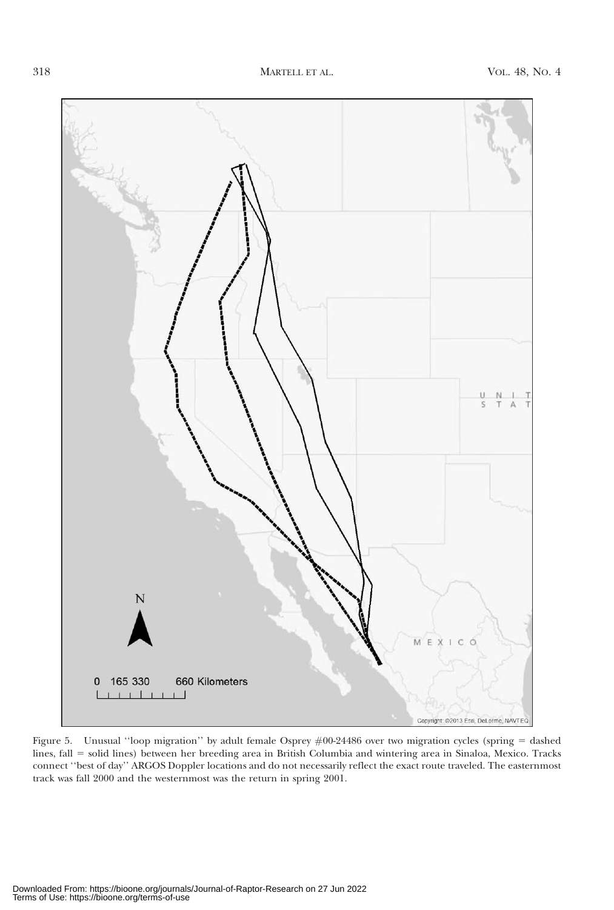Figure 5. Unusual ''loop migration'' by adult female Osprey #00-24486 over two migration cycles (spring = dashed lines, fall = solid lines) between her breeding area in British Columbia and wintering area in Sinaloa, Mexico. Tracks connect ''best of day'' ARGOS Doppler locations and do not necessarily reflect the exact route traveled. The easternmost track was fall 2000 and the westernmost was the return in spring 2001.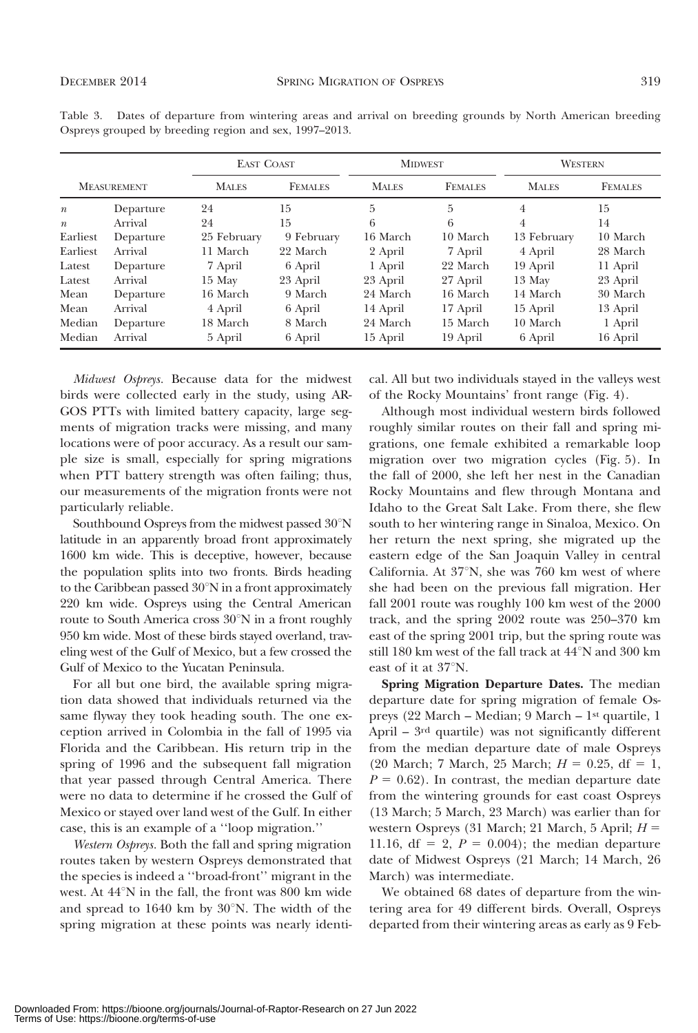Table 3. Dates of departure from wintering areas and arrival on breeding grounds by North American breeding Ospreys grouped by breeding region and sex, 1997–2013.

| Measurement | | East Coast | | Midwest | | Western | |
|---|---|---|---|---|---|---|---|
| | | Males | Females | Males | Females | Males | Females |
| $n$ | Departure | 24 | 15 | 5 | 5 | 4 | 15 |
| $n$ | Arrival | 24 | 15 | 6 | 6 | 4 | 14 |
| Earliest | Departure | 25 February | 9 February | 16 March | 10 March | 13 February | 10 March |
| Earliest | Arrival | 11 March | 22 March | 2 April | 7 April | 4 April | 28 March |
| Latest | Departure | 7 April | 6 April | 1 April | 22 March | 19 April | 11 April |
| Latest | Arrival | 15 May | 23 April | 23 April | 27 April | 13 May | 23 April |
| Mean | Departure | 16 March | 9 March | 24 March | 16 March | 14 March | 30 March |
| Mean | Arrival | 4 April | 6 April | 14 April | 17 April | 15 April | 13 April |
| Median | Departure | 18 March | 8 March | 24 March | 15 March | 10 March | 1 April |
| Median | Arrival | 5 April | 6 April | 15 April | 19 April | 6 April | 16 April |

*Midwest Ospreys.* Because data for the midwest birds were collected early in the study, using ARGOS PTTs with limited battery capacity, large segments of migration tracks were missing, and many locations were of poor accuracy. As a result our sample size is small, especially for spring migrations when PTT battery strength was often failing; thus, our measurements of the migration fronts were not particularly reliable.

Southbound Ospreys from the midwest passed 30°N latitude in an apparently broad front approximately 1600 km wide. This is deceptive, however, because the population splits into two fronts. Birds heading to the Caribbean passed 30°N in a front approximately 220 km wide. Ospreys using the Central American route to South America cross 30°N in a front roughly 950 km wide. Most of these birds stayed overland, traveling west of the Gulf of Mexico, but a few crossed the Gulf of Mexico to the Yucatan Peninsula.

For all but one bird, the available spring migration data showed that individuals returned via the same flyway they took heading south. The one exception arrived in Colombia in the fall of 1995 via Florida and the Caribbean. His return trip in the spring of 1996 and the subsequent fall migration that year passed through Central America. There were no data to determine if he crossed the Gulf of Mexico or stayed over land west of the Gulf. In either case, this is an example of a ''loop migration.''

*Western Ospreys.* Both the fall and spring migration routes taken by western Ospreys demonstrated that the species is indeed a ''broad-front'' migrant in the west. At 44°N in the fall, the front was 800 km wide and spread to 1640 km by 30°N. The width of the spring migration at these points was nearly identical. All but two individuals stayed in the valleys west of the Rocky Mountains' front range (Fig. 4).

Although most individual western birds followed roughly similar routes on their fall and spring migrations, one female exhibited a remarkable loop migration over two migration cycles (Fig. 5). In the fall of 2000, she left her nest in the Canadian Rocky Mountains and flew through Montana and Idaho to the Great Salt Lake. From there, she flew south to her wintering range in Sinaloa, Mexico. On her return the next spring, she migrated up the eastern edge of the San Joaquin Valley in central California. At 37°N, she was 760 km west of where she had been on the previous fall migration. Her fall 2001 route was roughly 100 km west of the 2000 track, and the spring 2002 route was 250–370 km east of the spring 2001 trip, but the spring route was still 180 km west of the fall track at 44°N and 300 km east of it at 37°N.

**Spring Migration Departure Dates.** The median departure date for spring migration of female Ospreys (22 March – Median; 9 March – 1st quartile, 1 April – 3rd quartile) was not significantly different from the median departure date of male Ospreys (20 March; 7 March, 25 March; $H = 0.25$, df = 1, $P = 0.62$). In contrast, the median departure date from the wintering grounds for east coast Ospreys (13 March; 5 March, 23 March) was earlier than for western Ospreys (31 March; 21 March, 5 April; $H = 11.16$, df = 2, $P = 0.004$); the median departure date of Midwest Ospreys (21 March; 14 March, 26 March) was intermediate.

We obtained 68 dates of departure from the wintering area for 49 different birds. Overall, Ospreys departed from their wintering areas as early as 9 Feb-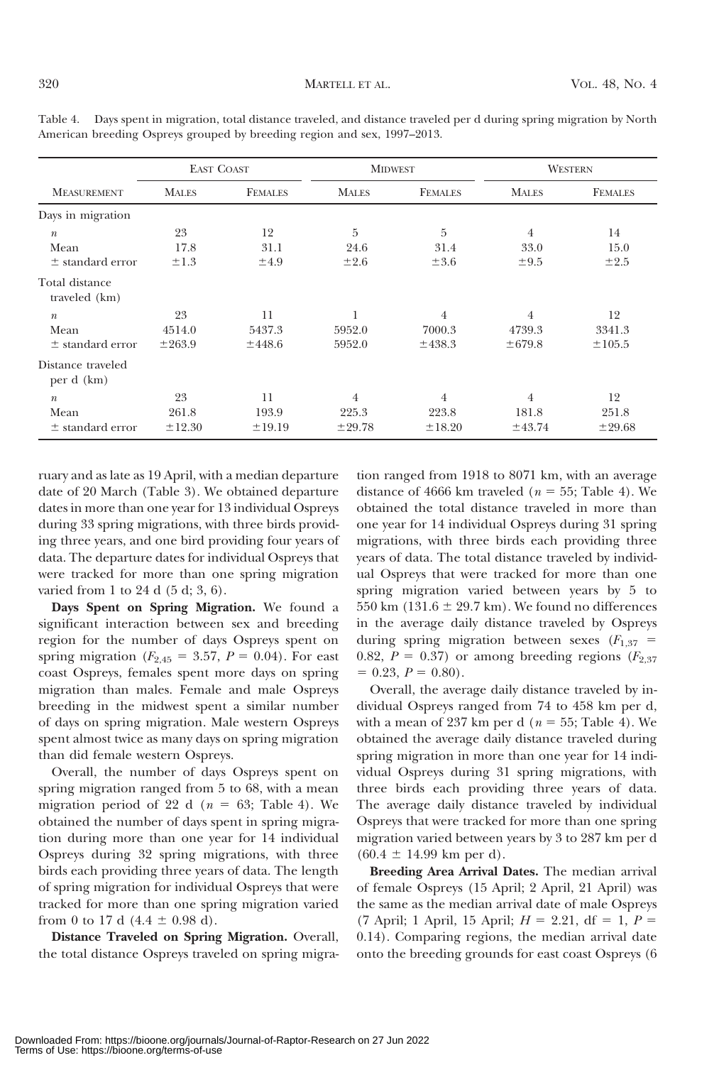Table 4. Days spent in migration, total distance traveled, and distance traveled per d during spring migration by North American breeding Ospreys grouped by breeding region and sex, 1997–2013.

| Measurement | East Coast | | Midwest | | Western | |
|---|---|---|---|---|---|---|
| | Males | Females | Males | Females | Males | Females |
| Days in migration | | | | | | |
| $n$ | 23 | 12 | 5 | 5 | 4 | 14 |
| Mean | 17.8 | 31.1 | 24.6 | 31.4 | 33.0 | 15.0 |
| ± standard error | ±1.3 | ±4.9 | ±2.6 | ±3.6 | ±9.5 | ±2.5 |
| Total distance traveled (km) | | | | | | |
| $n$ | 23 | 11 | 1 | 4 | 4 | 12 |
| Mean | 4514.0 | 5437.3 | 5952.0 | 7000.3 | 4739.3 | 3341.3 |
| ± standard error | ±263.9 | ±448.6 | 5952.0 | ±438.3 | ±679.8 | ±105.5 |
| Distance traveled per d (km) | | | | | | |
| $n$ | 23 | 11 | 4 | 4 | 4 | 12 |
| Mean | 261.8 | 193.9 | 225.3 | 223.8 | 181.8 | 251.8 |
| ± standard error | ±12.30 | ±19.19 | ±29.78 | ±18.20 | ±43.74 | ±29.68 |

ruary and as late as 19 April, with a median departure date of 20 March (Table 3). We obtained departure dates in more than one year for 13 individual Ospreys during 33 spring migrations, with three birds providing three years, and one bird providing four years of data. The departure dates for individual Ospreys that were tracked for more than one spring migration varied from 1 to 24 d (5 d; 3, 6).

**Days Spent on Spring Migration.** We found a significant interaction between sex and breeding region for the number of days Ospreys spent on spring migration ($F_{2,45}$ = 3.57, $P$ = 0.04). For east coast Ospreys, females spent more days on spring migration than males. Female and male Ospreys breeding in the midwest spent a similar number of days on spring migration. Male western Ospreys spent almost twice as many days on spring migration than did female western Ospreys.

Overall, the number of days Ospreys spent on spring migration ranged from 5 to 68, with a mean migration period of 22 d ($n$ = 63; Table 4). We obtained the number of days spent in spring migration during more than one year for 14 individual Ospreys during 32 spring migrations, with three birds each providing three years of data. The length of spring migration for individual Ospreys that were tracked for more than one spring migration varied from 0 to 17 d (4.4 ± 0.98 d).

**Distance Traveled on Spring Migration.** Overall, the total distance Ospreys traveled on spring migration ranged from 1918 to 8071 km, with an average distance of 4666 km traveled ($n$ = 55; Table 4). We obtained the total distance traveled in more than one year for 14 individual Ospreys during 31 spring migrations, with three birds each providing three years of data. The total distance traveled by individual Ospreys that were tracked for more than one spring migration varied between years by 5 to 550 km (131.6 ± 29.7 km). We found no differences in the average daily distance traveled by Ospreys during spring migration between sexes ($F_{1,37}$ = 0.82, $P$ = 0.37) or among breeding regions ($F_{2,37}$ = 0.23, $P$ = 0.80).

Overall, the average daily distance traveled by individual Ospreys ranged from 74 to 458 km per d, with a mean of 237 km per d ($n$ = 55; Table 4). We obtained the average daily distance traveled during spring migration in more than one year for 14 individual Ospreys during 31 spring migrations, with three birds each providing three years of data. The average daily distance traveled by individual Ospreys that were tracked for more than one spring migration varied between years by 3 to 287 km per d (60.4 ± 14.99 km per d).

**Breeding Area Arrival Dates.** The median arrival of female Ospreys (15 April; 2 April, 21 April) was the same as the median arrival date of male Ospreys (7 April; 1 April, 15 April; $H$ = 2.21, df = 1, $P$ = 0.14). Comparing regions, the median arrival date onto the breeding grounds for east coast Ospreys (6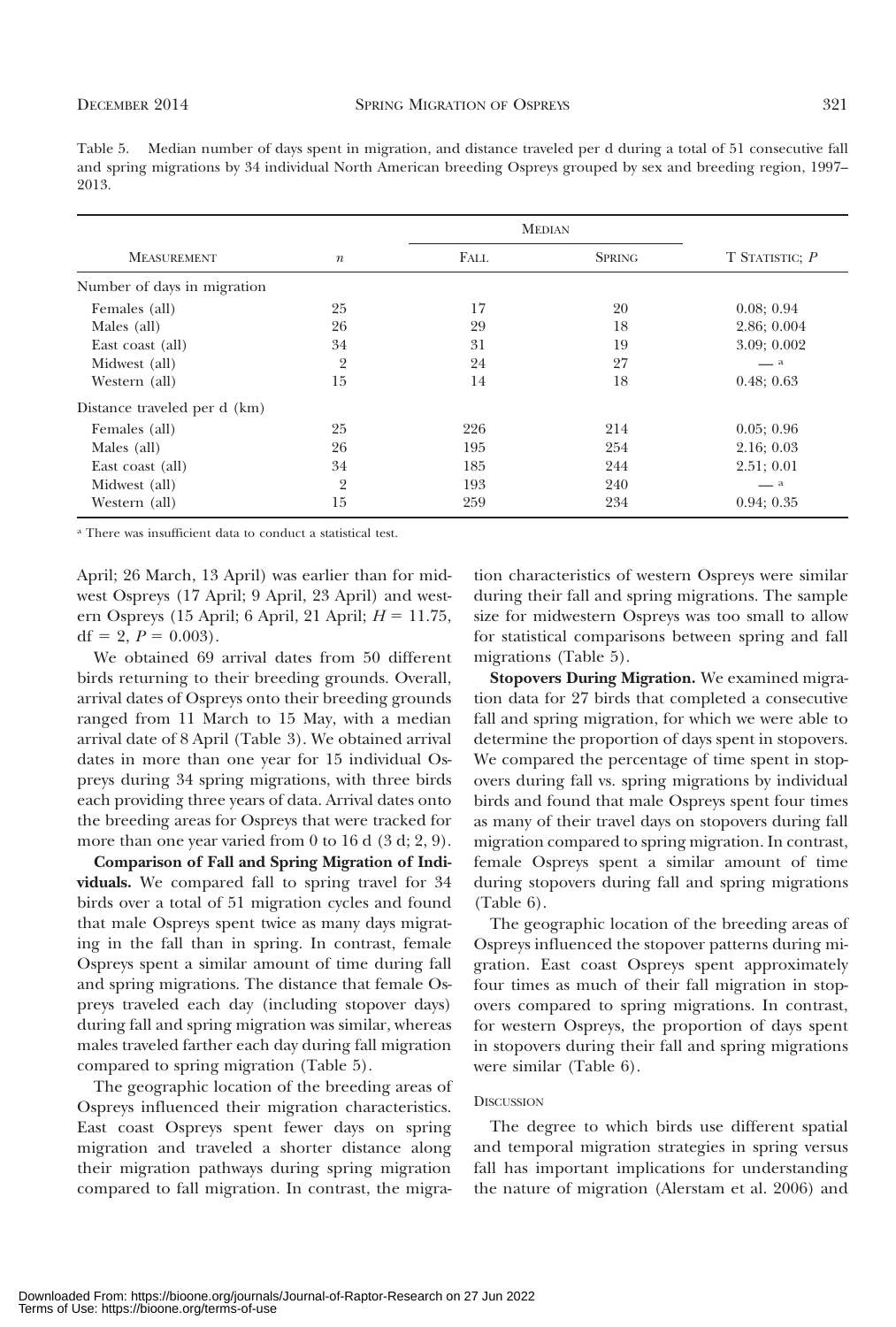Table 5. Median number of days spent in migration, and distance traveled per d during a total of 51 consecutive fall and spring migrations by 34 individual North American breeding Ospreys grouped by sex and breeding region, 1997–2013.

| MEASUREMENT | $n$ | MEDIAN | | T STATISTIC; $P$ |
|---|---|---|---|---|
| | | FALL | SPRING | |
| Number of days in migration | | | | |
| Females (all) | 25 | 17 | 20 | 0.08; 0.94 |
| Males (all) | 26 | 29 | 18 | 2.86; 0.004 |
| East coast (all) | 34 | 31 | 19 | 3.09; 0.002 |
| Midwest (all) | 2 | 24 | 27 | — [a] |
| Western (all) | 15 | 14 | 18 | 0.48; 0.63 |
| Distance traveled per d (km) | | | | |
| Females (all) | 25 | 226 | 214 | 0.05; 0.96 |
| Males (all) | 26 | 195 | 254 | 2.16; 0.03 |
| East coast (all) | 34 | 185 | 244 | 2.51; 0.01 |
| Midwest (all) | 2 | 193 | 240 | — [a] |
| Western (all) | 15 | 259 | 234 | 0.94; 0.35 |

[a] There was insufficient data to conduct a statistical test.

April; 26 March, 13 April) was earlier than for midwest Ospreys (17 April; 9 April, 23 April) and western Ospreys (15 April; 6 April, 21 April; $H = 11.75$, $df = 2$, $P = 0.003$).

We obtained 69 arrival dates from 50 different birds returning to their breeding grounds. Overall, arrival dates of Ospreys onto their breeding grounds ranged from 11 March to 15 May, with a median arrival date of 8 April (Table 3). We obtained arrival dates in more than one year for 15 individual Ospreys during 34 spring migrations, with three birds each providing three years of data. Arrival dates onto the breeding areas for Ospreys that were tracked for more than one year varied from 0 to 16 d (3 d; 2, 9).

**Comparison of Fall and Spring Migration of Individuals.** We compared fall to spring travel for 34 birds over a total of 51 migration cycles and found that male Ospreys spent twice as many days migrating in the fall than in spring. In contrast, female Ospreys spent a similar amount of time during fall and spring migrations. The distance that female Ospreys traveled each day (including stopover days) during fall and spring migration was similar, whereas males traveled farther each day during fall migration compared to spring migration (Table 5).

The geographic location of the breeding areas of Ospreys influenced their migration characteristics. East coast Ospreys spent fewer days on spring migration and traveled a shorter distance along their migration pathways during spring migration compared to fall migration. In contrast, the migration characteristics of western Ospreys were similar during their fall and spring migrations. The sample size for midwestern Ospreys was too small to allow for statistical comparisons between spring and fall migrations (Table 5).

**Stopovers During Migration.** We examined migration data for 27 birds that completed a consecutive fall and spring migration, for which we were able to determine the proportion of days spent in stopovers. We compared the percentage of time spent in stopovers during fall vs. spring migrations by individual birds and found that male Ospreys spent four times as many of their travel days on stopovers during fall migration compared to spring migration. In contrast, female Ospreys spent a similar amount of time during stopovers during fall and spring migrations (Table 6).

The geographic location of the breeding areas of Ospreys influenced the stopover patterns during migration. East coast Ospreys spent approximately four times as much of their fall migration in stopovers compared to spring migrations. In contrast, for western Ospreys, the proportion of days spent in stopovers during their fall and spring migrations were similar (Table 6).

## DISCUSSION

The degree to which birds use different spatial and temporal migration strategies in spring versus fall has important implications for understanding the nature of migration (Alerstam et al. 2006) and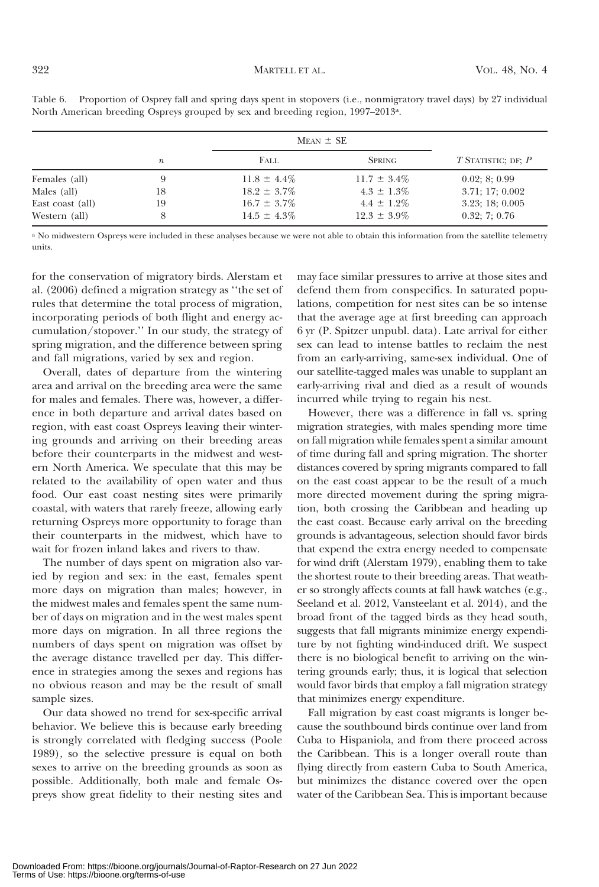Table 6. Proportion of Osprey fall and spring days spent in stopovers (i.e., nonmigratory travel days) by 27 individual North American breeding Ospreys grouped by sex and breeding region, 1997–2013[a].

| | $n$ | Mean ± SE | | $T$ Statistic; df; $P$ |
|---|---|---|---|---|
| | | Fall | Spring | |
| Females (all) | 9 | 11.8 ± 4.4% | 11.7 ± 3.4% | 0.02; 8; 0.99 |
| Males (all) | 18 | 18.2 ± 3.7% | 4.3 ± 1.3% | 3.71; 17; 0.002 |
| East coast (all) | 19 | 16.7 ± 3.7% | 4.4 ± 1.2% | 3.23; 18; 0.005 |
| Western (all) | 8 | 14.5 ± 4.3% | 12.3 ± 3.9% | 0.32; 7; 0.76 |

[a] No midwestern Ospreys were included in these analyses because we were not able to obtain this information from the satellite telemetry units.

for the conservation of migratory birds. Alerstam et al. (2006) defined a migration strategy as ''the set of rules that determine the total process of migration, incorporating periods of both flight and energy accumulation/stopover.'' In our study, the strategy of spring migration, and the difference between spring and fall migrations, varied by sex and region.

Overall, dates of departure from the wintering area and arrival on the breeding area were the same for males and females. There was, however, a difference in both departure and arrival dates based on region, with east coast Ospreys leaving their wintering grounds and arriving on their breeding areas before their counterparts in the midwest and western North America. We speculate that this may be related to the availability of open water and thus food. Our east coast nesting sites were primarily coastal, with waters that rarely freeze, allowing early returning Ospreys more opportunity to forage than their counterparts in the midwest, which have to wait for frozen inland lakes and rivers to thaw.

The number of days spent on migration also varied by region and sex: in the east, females spent more days on migration than males; however, in the midwest males and females spent the same number of days on migration and in the west males spent more days on migration. In all three regions the numbers of days spent on migration was offset by the average distance travelled per day. This difference in strategies among the sexes and regions has no obvious reason and may be the result of small sample sizes.

Our data showed no trend for sex-specific arrival behavior. We believe this is because early breeding is strongly correlated with fledging success (Poole 1989), so the selective pressure is equal on both sexes to arrive on the breeding grounds as soon as possible. Additionally, both male and female Ospreys show great fidelity to their nesting sites and may face similar pressures to arrive at those sites and defend them from conspecifics. In saturated populations, competition for nest sites can be so intense that the average age at first breeding can approach 6 yr (P. Spitzer unpubl. data). Late arrival for either sex can lead to intense battles to reclaim the nest from an early-arriving, same-sex individual. One of our satellite-tagged males was unable to supplant an early-arriving rival and died as a result of wounds incurred while trying to regain his nest.

However, there was a difference in fall vs. spring migration strategies, with males spending more time on fall migration while females spent a similar amount of time during fall and spring migration. The shorter distances covered by spring migrants compared to fall on the east coast appear to be the result of a much more directed movement during the spring migration, both crossing the Caribbean and heading up the east coast. Because early arrival on the breeding grounds is advantageous, selection should favor birds that expend the extra energy needed to compensate for wind drift (Alerstam 1979), enabling them to take the shortest route to their breeding areas. That weather so strongly affects counts at fall hawk watches (e.g., Seeland et al. 2012, Vansteelant et al. 2014), and the broad front of the tagged birds as they head south, suggests that fall migrants minimize energy expenditure by not fighting wind-induced drift. We suspect there is no biological benefit to arriving on the wintering grounds early; thus, it is logical that selection would favor birds that employ a fall migration strategy that minimizes energy expenditure.

Fall migration by east coast migrants is longer because the southbound birds continue over land from Cuba to Hispaniola, and from there proceed across the Caribbean. This is a longer overall route than flying directly from eastern Cuba to South America, but minimizes the distance covered over the open water of the Caribbean Sea. This is important because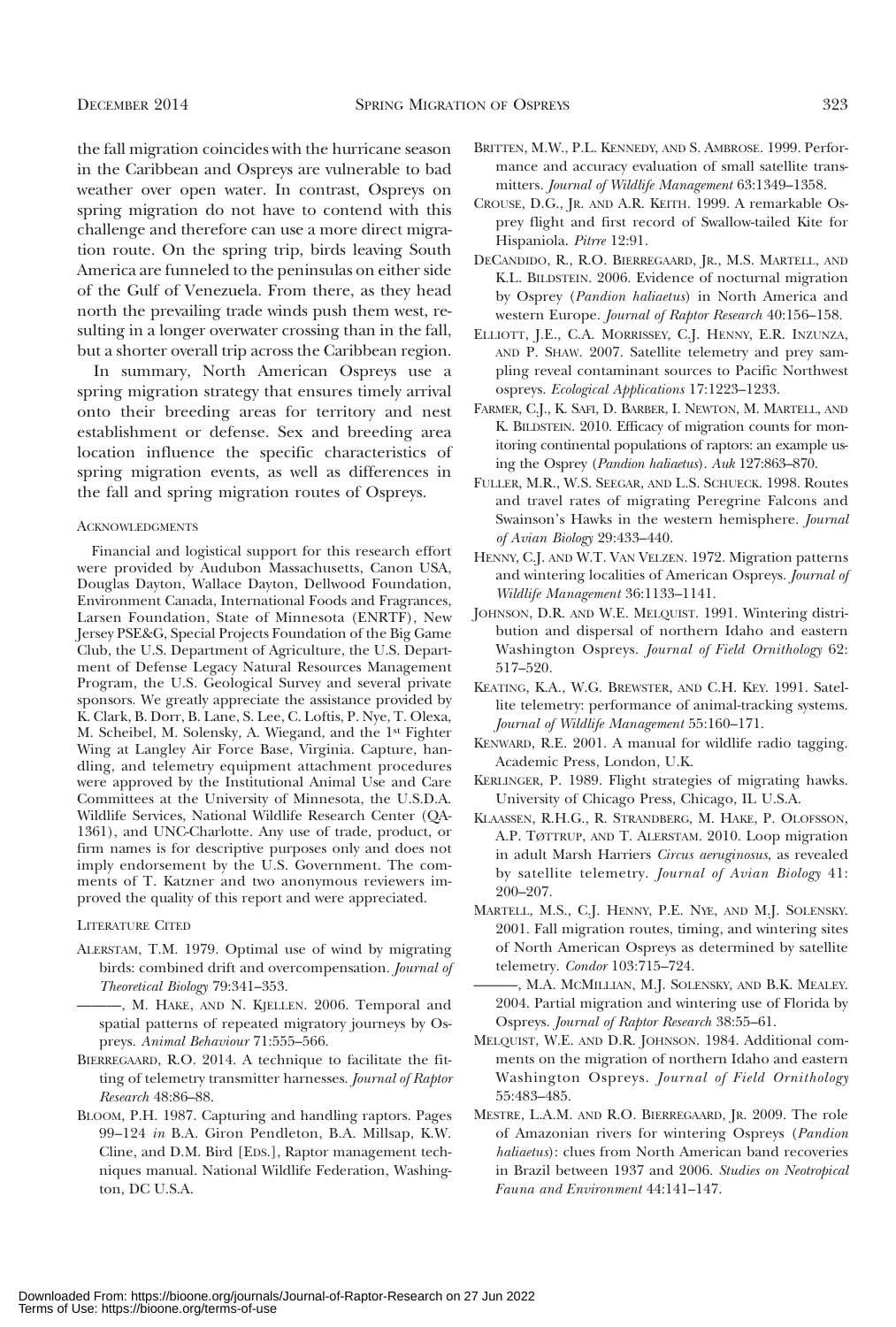the fall migration coincides with the hurricane season in the Caribbean and Ospreys are vulnerable to bad weather over open water. In contrast, Ospreys on spring migration do not have to contend with this challenge and therefore can use a more direct migration route. On the spring trip, birds leaving South America are funneled to the peninsulas on either side of the Gulf of Venezuela. From there, as they head north the prevailing trade winds push them west, resulting in a longer overwater crossing than in the fall, but a shorter overall trip across the Caribbean region.

In summary, North American Ospreys use a spring migration strategy that ensures timely arrival onto their breeding areas for territory and nest establishment or defense. Sex and breeding area location influence the specific characteristics of spring migration events, as well as differences in the fall and spring migration routes of Ospreys.

## Acknowledgments

Financial and logistical support for this research effort were provided by Audubon Massachusetts, Canon USA, Douglas Dayton, Wallace Dayton, Dellwood Foundation, Environment Canada, International Foods and Fragrances, Larsen Foundation, State of Minnesota (ENRTF), New Jersey PSE&G, Special Projects Foundation of the Big Game Club, the U.S. Department of Agriculture, the U.S. Department of Defense Legacy Natural Resources Management Program, the U.S. Geological Survey and several private sponsors. We greatly appreciate the assistance provided by K. Clark, B. Dorr, B. Lane, S. Lee, C. Loftis, P. Nye, T. Olexa, M. Scheibel, M. Solensky, A. Wiegand, and the 1st Fighter Wing at Langley Air Force Base, Virginia. Capture, handling, and telemetry equipment attachment procedures were approved by the Institutional Animal Use and Care Committees at the University of Minnesota, the U.S.D.A. Wildlife Services, National Wildlife Research Center (QA-1361), and UNC-Charlotte. Any use of trade, product, or firm names is for descriptive purposes only and does not imply endorsement by the U.S. Government. The comments of T. Katzner and two anonymous reviewers improved the quality of this report and were appreciated.

## Literature Cited

Alerstam, T.M. 1979. Optimal use of wind by migrating birds: combined drift and overcompensation. *Journal of Theoretical Biology* 79:341–353.

———, M. Hake, and N. Kjellen. 2006. Temporal and spatial patterns of repeated migratory journeys by Ospreys. *Animal Behaviour* 71:555–566.

Bierregaard, R.O. 2014. A technique to facilitate the fitting of telemetry transmitter harnesses. *Journal of Raptor Research* 48:86–88.

Bloom, P.H. 1987. Capturing and handling raptors. Pages 99–124 *in* B.A. Giron Pendleton, B.A. Millsap, K.W. Cline, and D.M. Bird [Eds.], Raptor management techniques manual. National Wildlife Federation, Washington, DC U.S.A.

Britten, M.W., P.L. Kennedy, and S. Ambrose. 1999. Performance and accuracy evaluation of small satellite transmitters. *Journal of Wildlife Management* 63:1349–1358.

Crouse, D.G., Jr. and A.R. Keith. 1999. A remarkable Osprey flight and first record of Swallow-tailed Kite for Hispaniola. *Pitrre* 12:91.

DeCandido, R., R.O. Bierregaard, Jr., M.S. Martell, and K.L. Bildstein. 2006. Evidence of nocturnal migration by Osprey (*Pandion haliaetus*) in North America and western Europe. *Journal of Raptor Research* 40:156–158.

Elliott, J.E., C.A. Morrissey, C.J. Henny, E.R. Inzunza, and P. Shaw. 2007. Satellite telemetry and prey sampling reveal contaminant sources to Pacific Northwest ospreys. *Ecological Applications* 17:1223–1233.

Farmer, C.J., K. Safi, D. Barber, I. Newton, M. Martell, and K. Bildstein. 2010. Efficacy of migration counts for monitoring continental populations of raptors: an example using the Osprey (*Pandion haliaetus*). *Auk* 127:863–870.

Fuller, M.R., W.S. Seegar, and L.S. Schueck. 1998. Routes and travel rates of migrating Peregrine Falcons and Swainson's Hawks in the western hemisphere. *Journal of Avian Biology* 29:433–440.

Henny, C.J. and W.T. Van Velzen. 1972. Migration patterns and wintering localities of American Ospreys. *Journal of Wildlife Management* 36:1133–1141.

Johnson, D.R. and W.E. Melquist. 1991. Wintering distribution and dispersal of northern Idaho and eastern Washington Ospreys. *Journal of Field Ornithology* 62: 517–520.

Keating, K.A., W.G. Brewster, and C.H. Key. 1991. Satellite telemetry: performance of animal-tracking systems. *Journal of Wildlife Management* 55:160–171.

Kenward, R.E. 2001. A manual for wildlife radio tagging. Academic Press, London, U.K.

Kerlinger, P. 1989. Flight strategies of migrating hawks. University of Chicago Press, Chicago, IL U.S.A.

Klaassen, R.H.G., R. Strandberg, M. Hake, P. Olofsson, A.P. Tøttrup, and T. Alerstam. 2010. Loop migration in adult Marsh Harriers *Circus aeruginosus*, as revealed by satellite telemetry. *Journal of Avian Biology* 41: 200–207.

Martell, M.S., C.J. Henny, P.E. Nye, and M.J. Solensky. 2001. Fall migration routes, timing, and wintering sites of North American Ospreys as determined by satellite telemetry. *Condor* 103:715–724.

———, M.A. McMillian, M.J. Solensky, and B.K. Mealey. 2004. Partial migration and wintering use of Florida by Ospreys. *Journal of Raptor Research* 38:55–61.

Melquist, W.E. and D.R. Johnson. 1984. Additional comments on the migration of northern Idaho and eastern Washington Ospreys. *Journal of Field Ornithology* 55:483–485.

Mestre, L.A.M. and R.O. Bierregaard, Jr. 2009. The role of Amazonian rivers for wintering Ospreys (*Pandion haliaetus*): clues from North American band recoveries in Brazil between 1937 and 2006. *Studies on Neotropical Fauna and Environment* 44:141–147.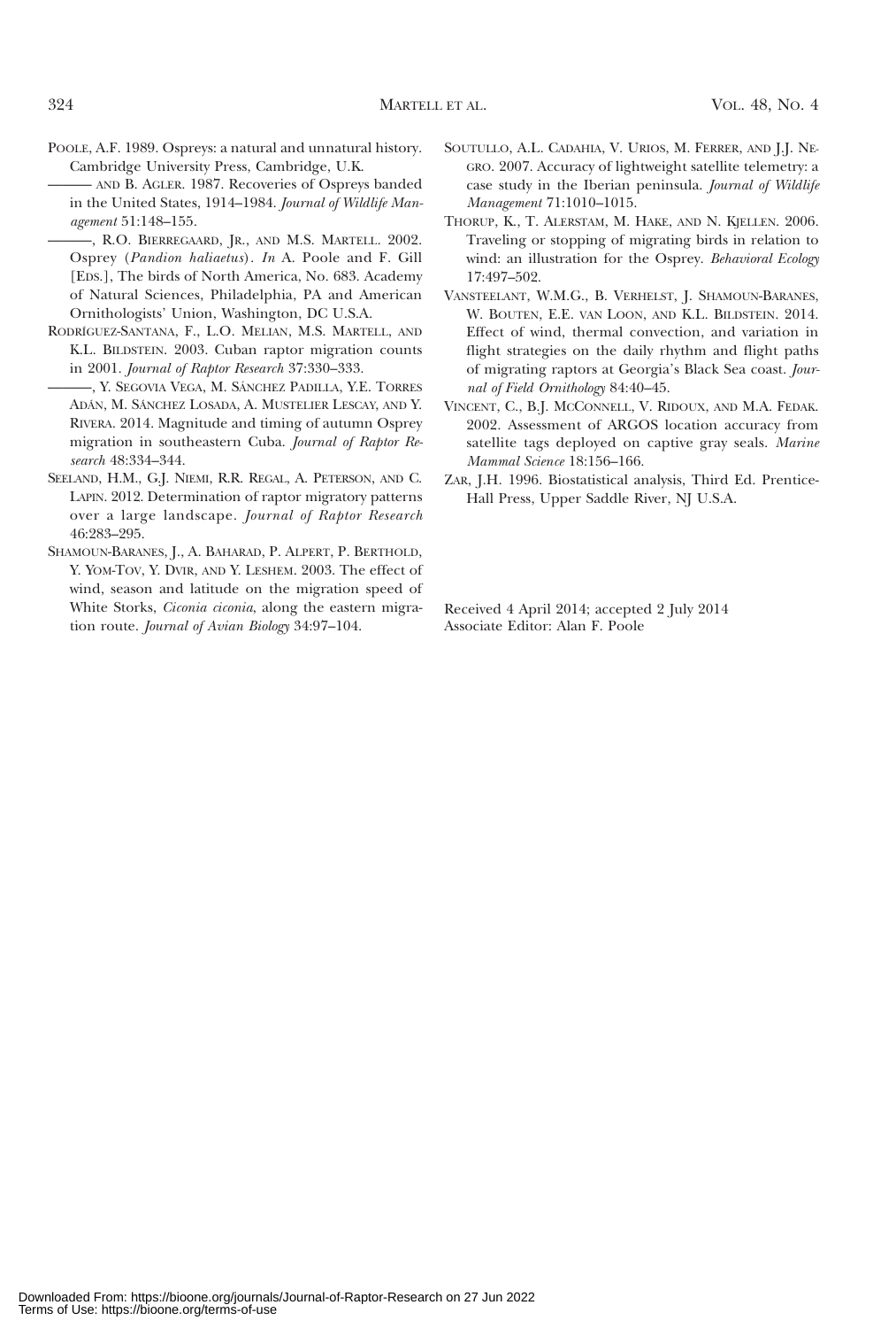POOLE, A.F. 1989. Ospreys: a natural and unnatural history. Cambridge University Press, Cambridge, U.K.

——— AND B. AGLER. 1987. Recoveries of Ospreys banded in the United States, 1914–1984. *Journal of Wildlife Management* 51:148–155.

———, R.O. BIERREGAARD, JR., AND M.S. MARTELL. 2002. Osprey (*Pandion haliaetus*). *In* A. Poole and F. Gill [EDS.], The birds of North America, No. 683. Academy of Natural Sciences, Philadelphia, PA and American Ornithologists' Union, Washington, DC U.S.A.

RODRÍGUEZ-SANTANA, F., L.O. MELIAN, M.S. MARTELL, AND K.L. BILDSTEIN. 2003. Cuban raptor migration counts in 2001. *Journal of Raptor Research* 37:330–333.

———, Y. SEGOVIA VEGA, M. SÁNCHEZ PADILLA, Y.E. TORRES ADÁN, M. SÁNCHEZ LOSADA, A. MUSTELIER LESCAY, AND Y. RIVERA. 2014. Magnitude and timing of autumn Osprey migration in southeastern Cuba. *Journal of Raptor Research* 48:334–344.

SEELAND, H.M., G.J. NIEMI, R.R. REGAL, A. PETERSON, AND C. LAPIN. 2012. Determination of raptor migratory patterns over a large landscape. *Journal of Raptor Research* 46:283–295.

SHAMOUN-BARANES, J., A. BAHARAD, P. ALPERT, P. BERTHOLD, Y. YOM-TOV, Y. DVIR, AND Y. LESHEM. 2003. The effect of wind, season and latitude on the migration speed of White Storks, *Ciconia ciconia*, along the eastern migration route. *Journal of Avian Biology* 34:97–104.

SOUTULLO, A.L. CADAHIA, V. URIOS, M. FERRER, AND J.J. NEGRO. 2007. Accuracy of lightweight satellite telemetry: a case study in the Iberian peninsula. *Journal of Wildlife Management* 71:1010–1015.

THORUP, K., T. ALERSTAM, M. HAKE, AND N. KJELLEN. 2006. Traveling or stopping of migrating birds in relation to wind: an illustration for the Osprey. *Behavioral Ecology* 17:497–502.

VANSTEELANT, W.M.G., B. VERHELST, J. SHAMOUN-BARANES, W. BOUTEN, E.E. VAN LOON, AND K.L. BILDSTEIN. 2014. Effect of wind, thermal convection, and variation in flight strategies on the daily rhythm and flight paths of migrating raptors at Georgia's Black Sea coast. *Journal of Field Ornithology* 84:40–45.

VINCENT, C., B.J. MCCONNELL, V. RIDOUX, AND M.A. FEDAK. 2002. Assessment of ARGOS location accuracy from satellite tags deployed on captive gray seals. *Marine Mammal Science* 18:156–166.

ZAR, J.H. 1996. Biostatistical analysis, Third Ed. Prentice-Hall Press, Upper Saddle River, NJ U.S.A.

Received 4 April 2014; accepted 2 July 2014
Associate Editor: Alan F. Poole